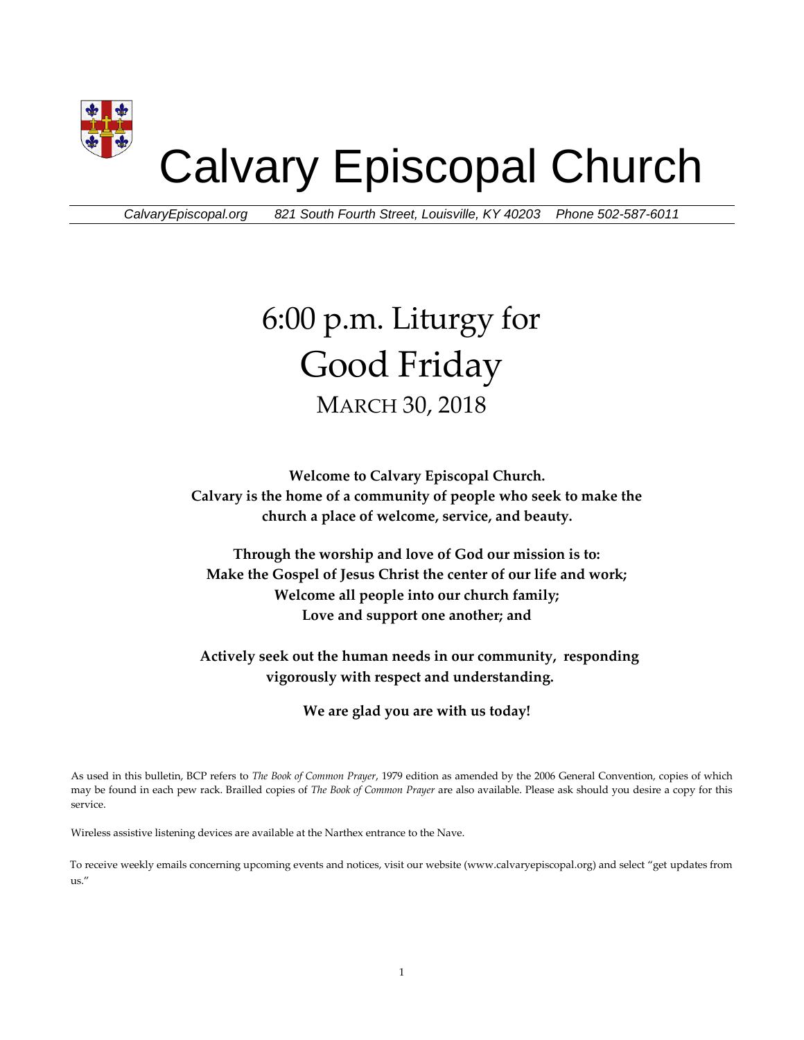# Calvary Episcopal Church

*CalvaryEpiscopal.org* *821 South Fourth Street, Louisville, KY 40203* *Phone 502-587-6011*

# 6:00 p.m. Liturgy for Good Friday

## March 30, 2018

**Welcome to Calvary Episcopal Church.**
**Calvary is the home of a community of people who seek to make the church a place of welcome, service, and beauty.**

**Through the worship and love of God our mission is to:**
**Make the Gospel of Jesus Christ the center of our life and work;**
**Welcome all people into our church family;**
**Love and support one another; and**

**Actively seek out the human needs in our community, responding vigorously with respect and understanding.**

**We are glad you are with us today!**

As used in this bulletin, BCP refers to *The Book of Common Prayer*, 1979 edition as amended by the 2006 General Convention, copies of which may be found in each pew rack. Brailled copies of *The Book of Common Prayer* are also available. Please ask should you desire a copy for this service.

Wireless assistive listening devices are available at the Narthex entrance to the Nave.

To receive weekly emails concerning upcoming events and notices, visit our website (www.calvaryepiscopal.org) and select "get updates from us."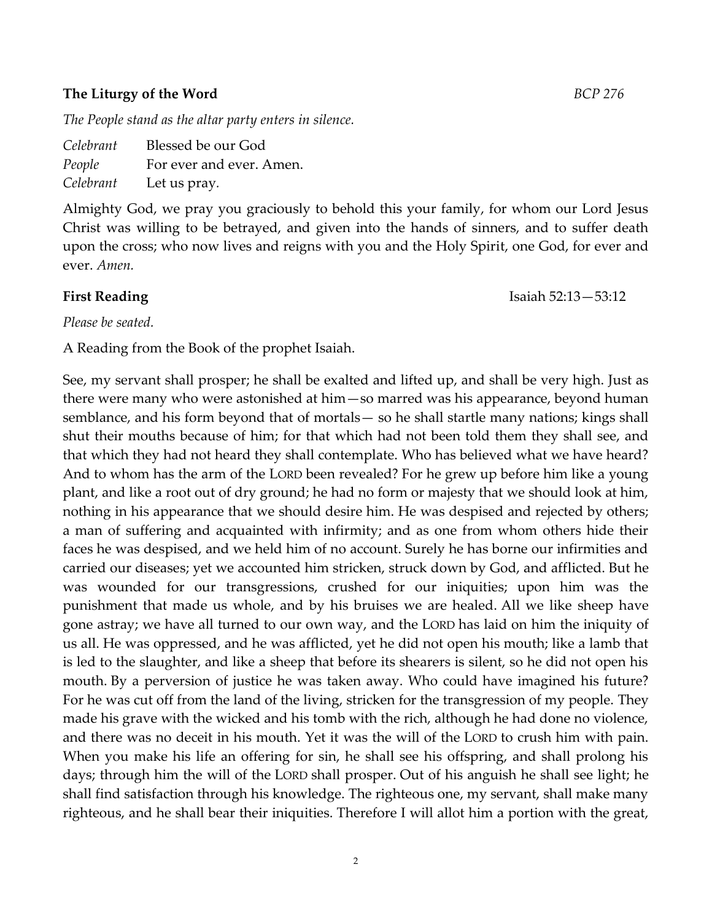**The Liturgy of the Word** *BCP 276*

*The People stand as the altar party enters in silence.*

*Celebrant* Blessed be our God
*People* For ever and ever. Amen.
*Celebrant* Let us pray.

Almighty God, we pray you graciously to behold this your family, for whom our Lord Jesus Christ was willing to be betrayed, and given into the hands of sinners, and to suffer death upon the cross; who now lives and reigns with you and the Holy Spirit, one God, for ever and ever. *Amen.*

**First Reading** Isaiah 52:13—53:12

*Please be seated.*

A Reading from the Book of the prophet Isaiah.

See, my servant shall prosper; he shall be exalted and lifted up, and shall be very high. Just as there were many who were astonished at him—so marred was his appearance, beyond human semblance, and his form beyond that of mortals— so he shall startle many nations; kings shall shut their mouths because of him; for that which had not been told them they shall see, and that which they had not heard they shall contemplate. Who has believed what we have heard? And to whom has the arm of the LORD been revealed? For he grew up before him like a young plant, and like a root out of dry ground; he had no form or majesty that we should look at him, nothing in his appearance that we should desire him. He was despised and rejected by others; a man of suffering and acquainted with infirmity; and as one from whom others hide their faces he was despised, and we held him of no account. Surely he has borne our infirmities and carried our diseases; yet we accounted him stricken, struck down by God, and afflicted. But he was wounded for our transgressions, crushed for our iniquities; upon him was the punishment that made us whole, and by his bruises we are healed. All we like sheep have gone astray; we have all turned to our own way, and the LORD has laid on him the iniquity of us all. He was oppressed, and he was afflicted, yet he did not open his mouth; like a lamb that is led to the slaughter, and like a sheep that before its shearers is silent, so he did not open his mouth. By a perversion of justice he was taken away. Who could have imagined his future? For he was cut off from the land of the living, stricken for the transgression of my people. They made his grave with the wicked and his tomb with the rich, although he had done no violence, and there was no deceit in his mouth. Yet it was the will of the LORD to crush him with pain. When you make his life an offering for sin, he shall see his offspring, and shall prolong his days; through him the will of the LORD shall prosper. Out of his anguish he shall see light; he shall find satisfaction through his knowledge. The righteous one, my servant, shall make many righteous, and he shall bear their iniquities. Therefore I will allot him a portion with the great,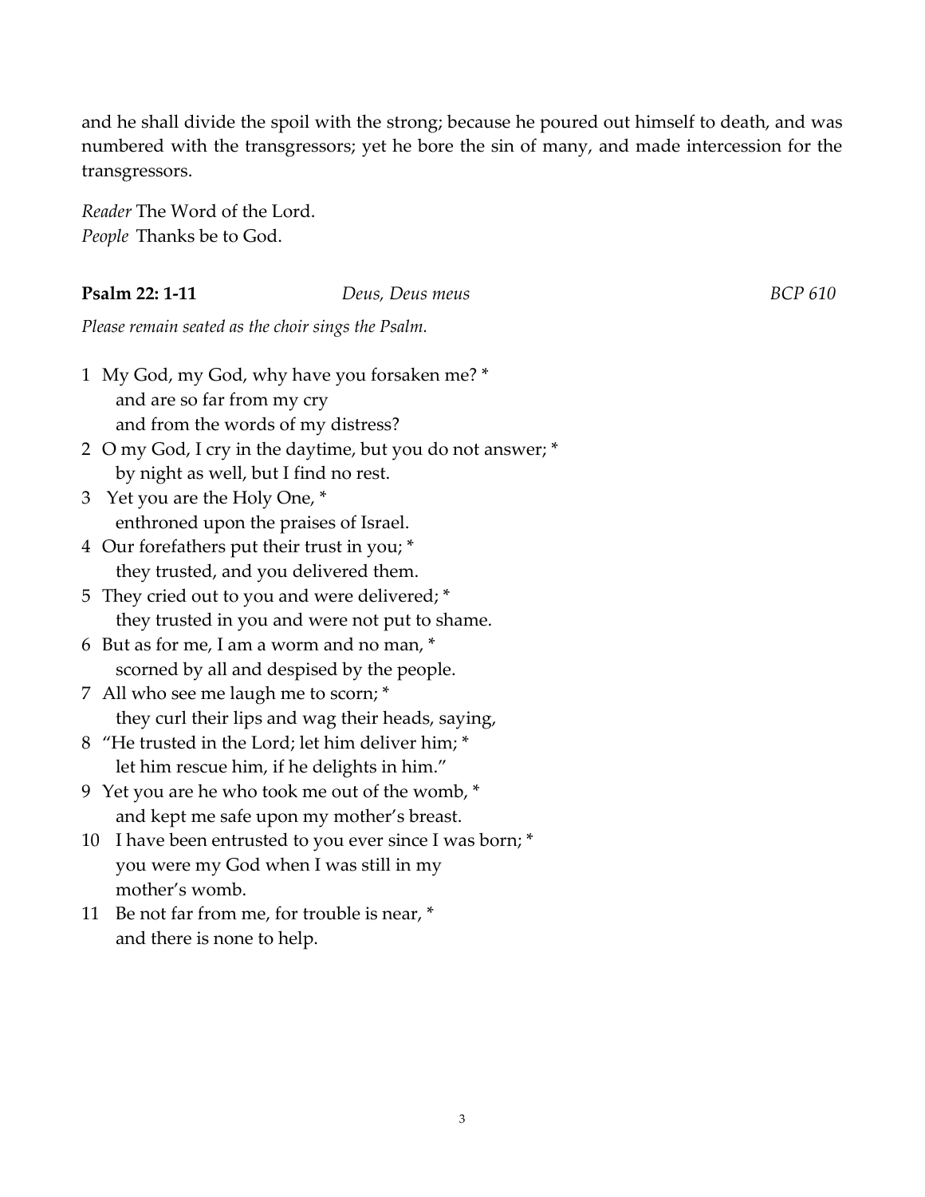and he shall divide the spoil with the strong; because he poured out himself to death, and was numbered with the transgressors; yet he bore the sin of many, and made intercession for the transgressors.

*Reader* The Word of the Lord.
*People* Thanks be to God.

**Psalm 22: 1-11** *Deus, Deus meus* *BCP 610*

*Please remain seated as the choir sings the Psalm.*

1 My God, my God, why have you forsaken me? *
  and are so far from my cry
  and from the words of my distress?
2 O my God, I cry in the daytime, but you do not answer; *
  by night as well, but I find no rest.
3 Yet you are the Holy One, *
  enthroned upon the praises of Israel.
4 Our forefathers put their trust in you; *
  they trusted, and you delivered them.
5 They cried out to you and were delivered; *
  they trusted in you and were not put to shame.
6 But as for me, I am a worm and no man, *
  scorned by all and despised by the people.
7 All who see me laugh me to scorn; *
  they curl their lips and wag their heads, saying,
8 "He trusted in the Lord; let him deliver him; *
  let him rescue him, if he delights in him."
9 Yet you are he who took me out of the womb, *
  and kept me safe upon my mother's breast.
10 I have been entrusted to you ever since I was born; *
  you were my God when I was still in my
  mother's womb.
11 Be not far from me, for trouble is near, *
  and there is none to help.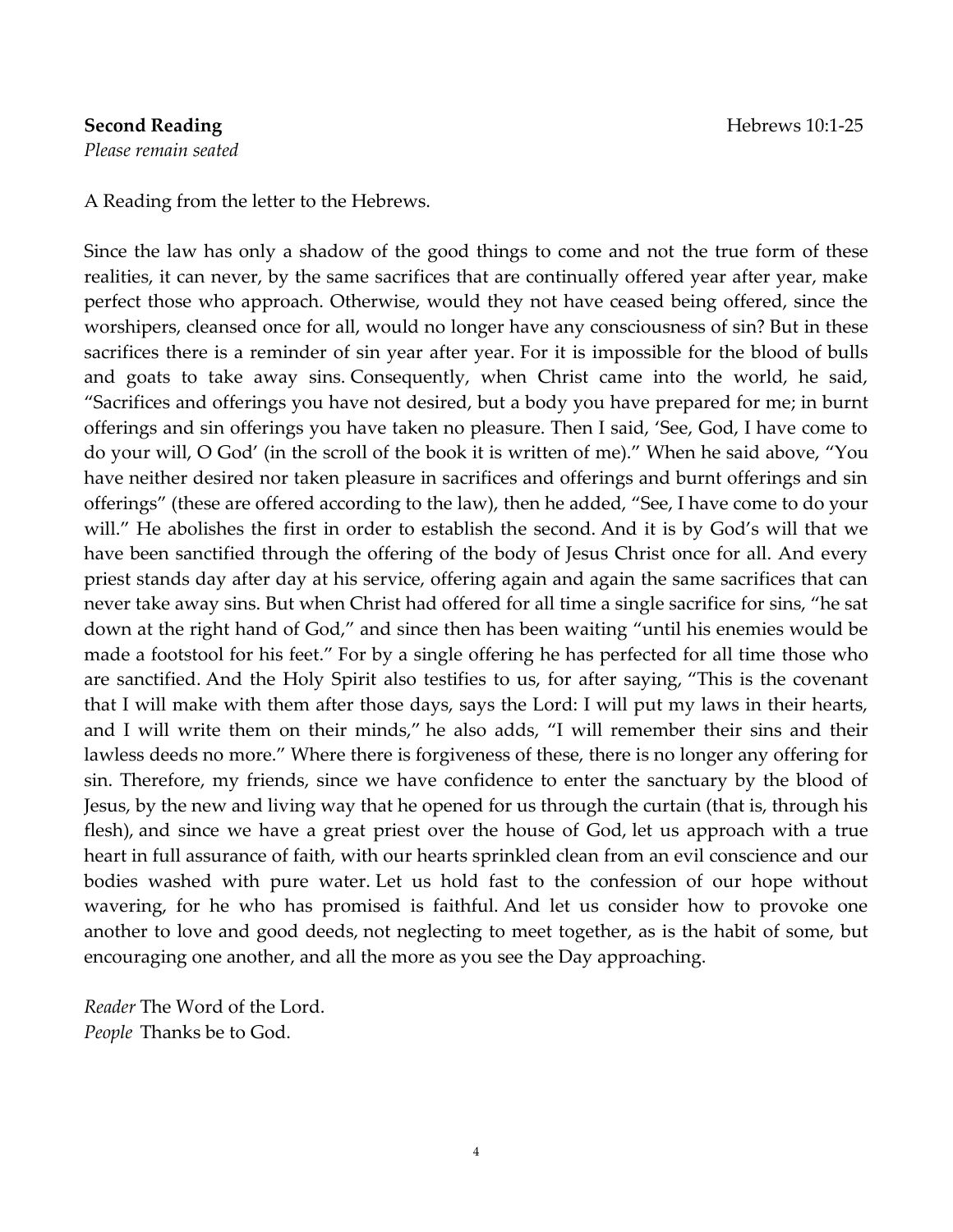**Second Reading** Hebrews 10:1-25

*Please remain seated*

A Reading from the letter to the Hebrews.

Since the law has only a shadow of the good things to come and not the true form of these realities, it can never, by the same sacrifices that are continually offered year after year, make perfect those who approach. Otherwise, would they not have ceased being offered, since the worshipers, cleansed once for all, would no longer have any consciousness of sin? But in these sacrifices there is a reminder of sin year after year. For it is impossible for the blood of bulls and goats to take away sins. Consequently, when Christ came into the world, he said, "Sacrifices and offerings you have not desired, but a body you have prepared for me; in burnt offerings and sin offerings you have taken no pleasure. Then I said, 'See, God, I have come to do your will, O God' (in the scroll of the book it is written of me)." When he said above, "You have neither desired nor taken pleasure in sacrifices and offerings and burnt offerings and sin offerings" (these are offered according to the law), then he added, "See, I have come to do your will." He abolishes the first in order to establish the second. And it is by God's will that we have been sanctified through the offering of the body of Jesus Christ once for all. And every priest stands day after day at his service, offering again and again the same sacrifices that can never take away sins. But when Christ had offered for all time a single sacrifice for sins, "he sat down at the right hand of God," and since then has been waiting "until his enemies would be made a footstool for his feet." For by a single offering he has perfected for all time those who are sanctified. And the Holy Spirit also testifies to us, for after saying, "This is the covenant that I will make with them after those days, says the Lord: I will put my laws in their hearts, and I will write them on their minds," he also adds, "I will remember their sins and their lawless deeds no more." Where there is forgiveness of these, there is no longer any offering for sin. Therefore, my friends, since we have confidence to enter the sanctuary by the blood of Jesus, by the new and living way that he opened for us through the curtain (that is, through his flesh), and since we have a great priest over the house of God, let us approach with a true heart in full assurance of faith, with our hearts sprinkled clean from an evil conscience and our bodies washed with pure water. Let us hold fast to the confession of our hope without wavering, for he who has promised is faithful. And let us consider how to provoke one another to love and good deeds, not neglecting to meet together, as is the habit of some, but encouraging one another, and all the more as you see the Day approaching.

*Reader* The Word of the Lord.
*People* Thanks be to God.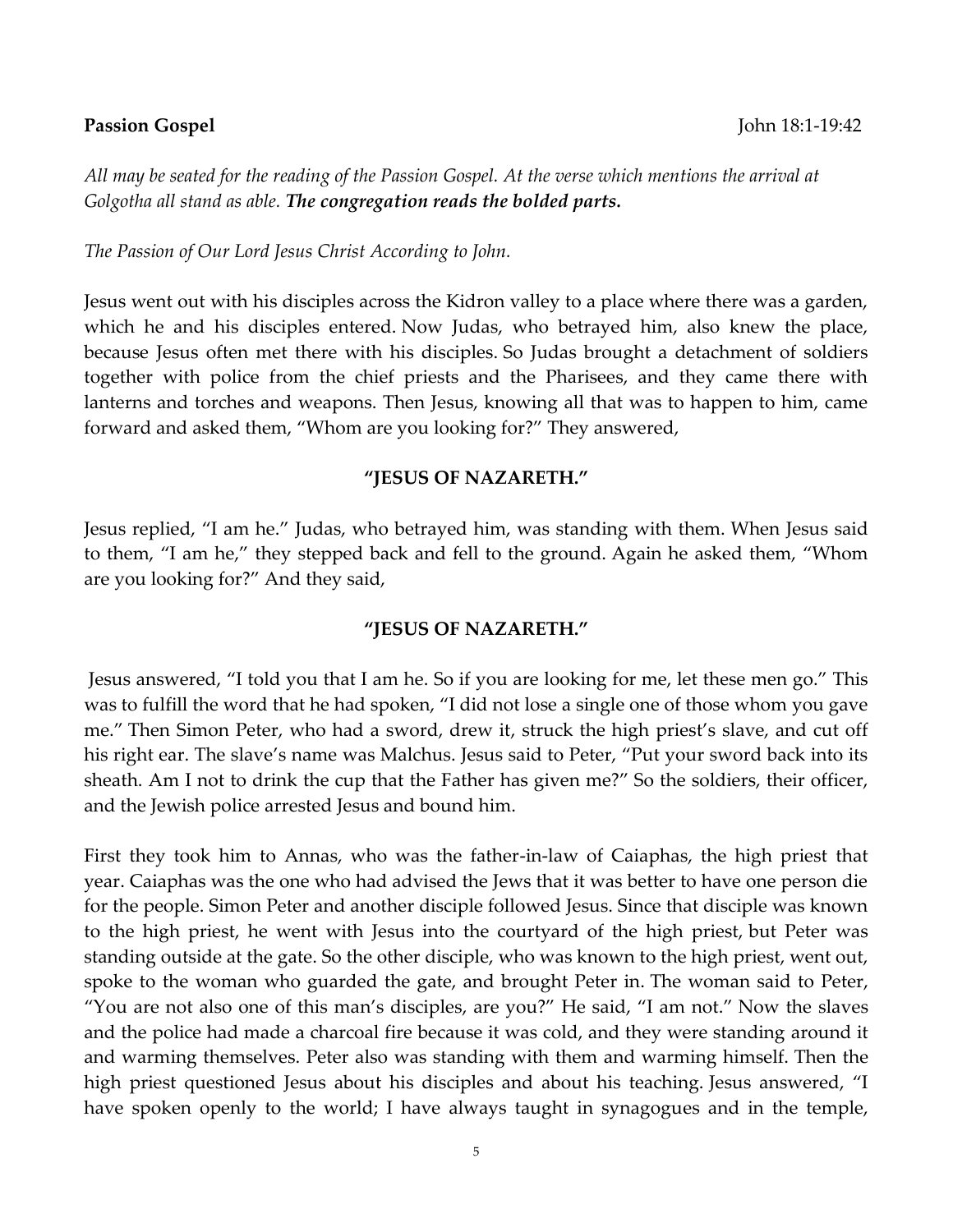**Passion Gospel** John 18:1-19:42

*All may be seated for the reading of the Passion Gospel. At the verse which mentions the arrival at Golgotha all stand as able.* ***The congregation reads the bolded parts.***

*The Passion of Our Lord Jesus Christ According to John.*

Jesus went out with his disciples across the Kidron valley to a place where there was a garden, which he and his disciples entered. Now Judas, who betrayed him, also knew the place, because Jesus often met there with his disciples. So Judas brought a detachment of soldiers together with police from the chief priests and the Pharisees, and they came there with lanterns and torches and weapons. Then Jesus, knowing all that was to happen to him, came forward and asked them, "Whom are you looking for?" They answered,

**"JESUS OF NAZARETH."**

Jesus replied, "I am he." Judas, who betrayed him, was standing with them. When Jesus said to them, "I am he," they stepped back and fell to the ground. Again he asked them, "Whom are you looking for?" And they said,

**"JESUS OF NAZARETH."**

Jesus answered, "I told you that I am he. So if you are looking for me, let these men go." This was to fulfill the word that he had spoken, "I did not lose a single one of those whom you gave me." Then Simon Peter, who had a sword, drew it, struck the high priest's slave, and cut off his right ear. The slave's name was Malchus. Jesus said to Peter, "Put your sword back into its sheath. Am I not to drink the cup that the Father has given me?" So the soldiers, their officer, and the Jewish police arrested Jesus and bound him.

First they took him to Annas, who was the father-in-law of Caiaphas, the high priest that year. Caiaphas was the one who had advised the Jews that it was better to have one person die for the people. Simon Peter and another disciple followed Jesus. Since that disciple was known to the high priest, he went with Jesus into the courtyard of the high priest, but Peter was standing outside at the gate. So the other disciple, who was known to the high priest, went out, spoke to the woman who guarded the gate, and brought Peter in. The woman said to Peter, "You are not also one of this man's disciples, are you?" He said, "I am not." Now the slaves and the police had made a charcoal fire because it was cold, and they were standing around it and warming themselves. Peter also was standing with them and warming himself. Then the high priest questioned Jesus about his disciples and about his teaching. Jesus answered, "I have spoken openly to the world; I have always taught in synagogues and in the temple,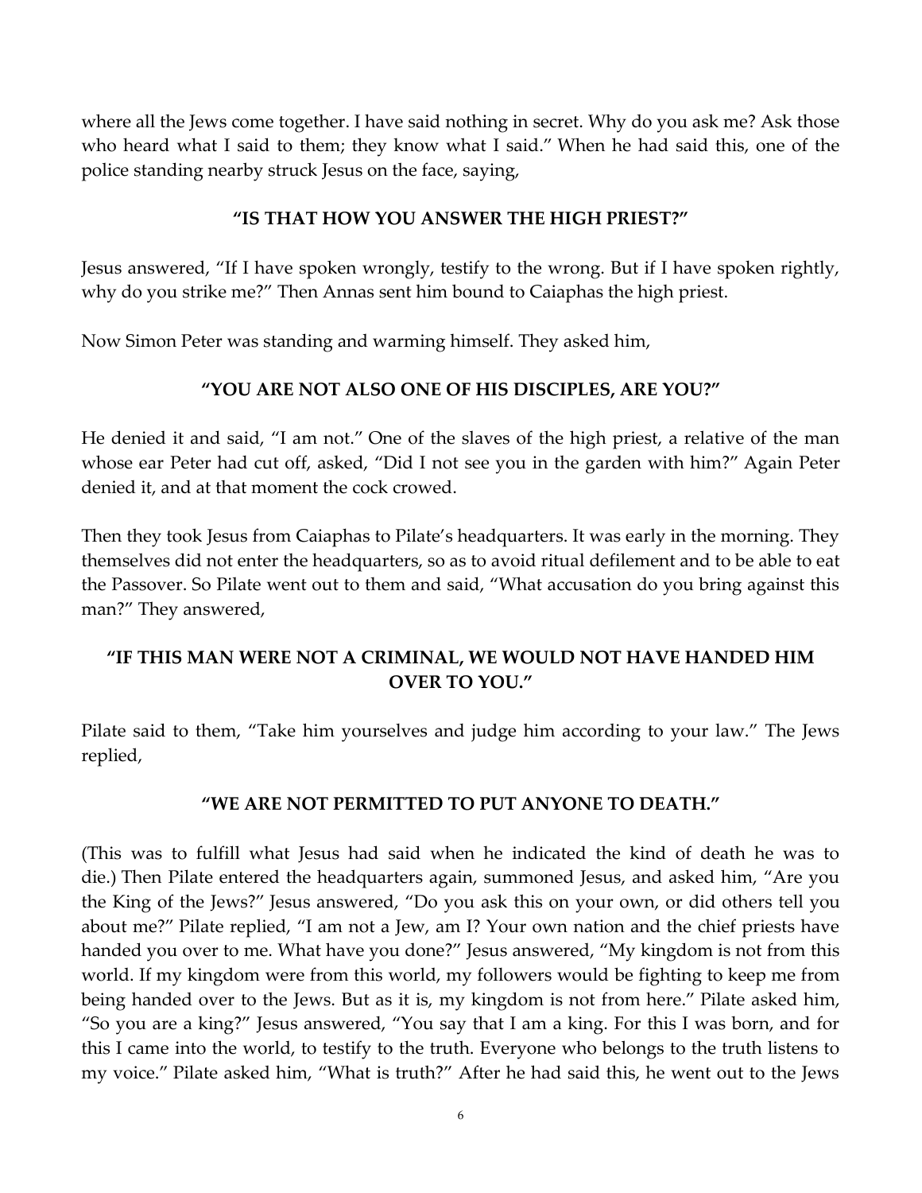where all the Jews come together. I have said nothing in secret. Why do you ask me? Ask those who heard what I said to them; they know what I said." When he had said this, one of the police standing nearby struck Jesus on the face, saying,

**"IS THAT HOW YOU ANSWER THE HIGH PRIEST?"**

Jesus answered, "If I have spoken wrongly, testify to the wrong. But if I have spoken rightly, why do you strike me?" Then Annas sent him bound to Caiaphas the high priest.

Now Simon Peter was standing and warming himself. They asked him,

**"YOU ARE NOT ALSO ONE OF HIS DISCIPLES, ARE YOU?"**

He denied it and said, "I am not." One of the slaves of the high priest, a relative of the man whose ear Peter had cut off, asked, "Did I not see you in the garden with him?" Again Peter denied it, and at that moment the cock crowed.

Then they took Jesus from Caiaphas to Pilate's headquarters. It was early in the morning. They themselves did not enter the headquarters, so as to avoid ritual defilement and to be able to eat the Passover. So Pilate went out to them and said, "What accusation do you bring against this man?" They answered,

**"IF THIS MAN WERE NOT A CRIMINAL, WE WOULD NOT HAVE HANDED HIM OVER TO YOU."**

Pilate said to them, "Take him yourselves and judge him according to your law." The Jews replied,

**"WE ARE NOT PERMITTED TO PUT ANYONE TO DEATH."**

(This was to fulfill what Jesus had said when he indicated the kind of death he was to die.) Then Pilate entered the headquarters again, summoned Jesus, and asked him, "Are you the King of the Jews?" Jesus answered, "Do you ask this on your own, or did others tell you about me?" Pilate replied, "I am not a Jew, am I? Your own nation and the chief priests have handed you over to me. What have you done?" Jesus answered, "My kingdom is not from this world. If my kingdom were from this world, my followers would be fighting to keep me from being handed over to the Jews. But as it is, my kingdom is not from here." Pilate asked him, "So you are a king?" Jesus answered, "You say that I am a king. For this I was born, and for this I came into the world, to testify to the truth. Everyone who belongs to the truth listens to my voice." Pilate asked him, "What is truth?" After he had said this, he went out to the Jews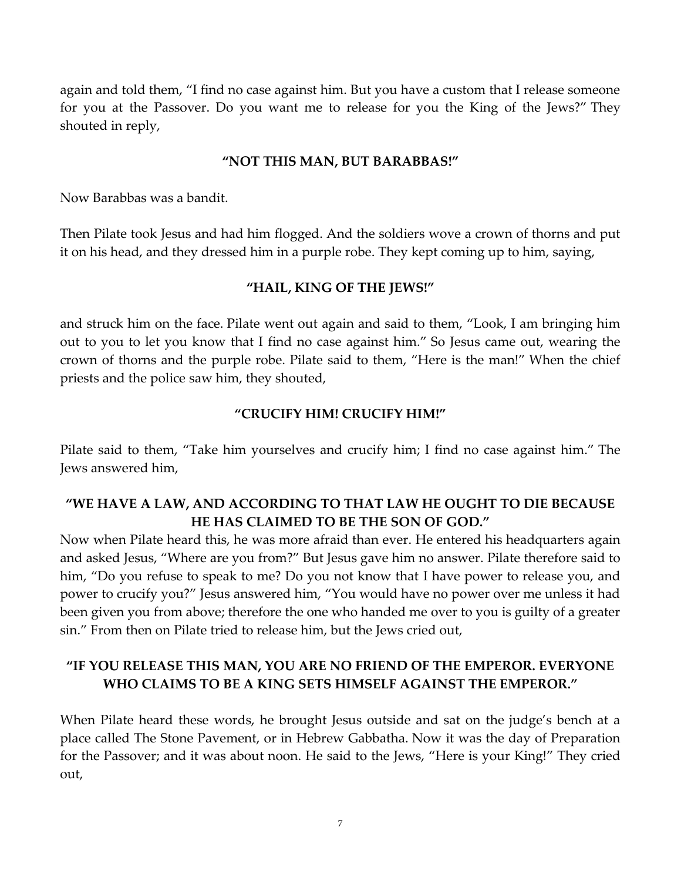again and told them, “I find no case against him. But you have a custom that I release someone for you at the Passover. Do you want me to release for you the King of the Jews?” They shouted in reply,

**“NOT THIS MAN, BUT BARABBAS!”**

Now Barabbas was a bandit.

Then Pilate took Jesus and had him flogged. And the soldiers wove a crown of thorns and put it on his head, and they dressed him in a purple robe. They kept coming up to him, saying,

**“HAIL, KING OF THE JEWS!”**

and struck him on the face. Pilate went out again and said to them, “Look, I am bringing him out to you to let you know that I find no case against him.” So Jesus came out, wearing the crown of thorns and the purple robe. Pilate said to them, “Here is the man!” When the chief priests and the police saw him, they shouted,

**“CRUCIFY HIM! CRUCIFY HIM!”**

Pilate said to them, “Take him yourselves and crucify him; I find no case against him.” The Jews answered him,

**“WE HAVE A LAW, AND ACCORDING TO THAT LAW HE OUGHT TO DIE BECAUSE HE HAS CLAIMED TO BE THE SON OF GOD.”**

Now when Pilate heard this, he was more afraid than ever. He entered his headquarters again and asked Jesus, “Where are you from?” But Jesus gave him no answer. Pilate therefore said to him, “Do you refuse to speak to me? Do you not know that I have power to release you, and power to crucify you?” Jesus answered him, “You would have no power over me unless it had been given you from above; therefore the one who handed me over to you is guilty of a greater sin.” From then on Pilate tried to release him, but the Jews cried out,

**“IF YOU RELEASE THIS MAN, YOU ARE NO FRIEND OF THE EMPEROR. EVERYONE WHO CLAIMS TO BE A KING SETS HIMSELF AGAINST THE EMPEROR.”**

When Pilate heard these words, he brought Jesus outside and sat on the judge’s bench at a place called The Stone Pavement, or in Hebrew Gabbatha. Now it was the day of Preparation for the Passover; and it was about noon. He said to the Jews, “Here is your King!” They cried out,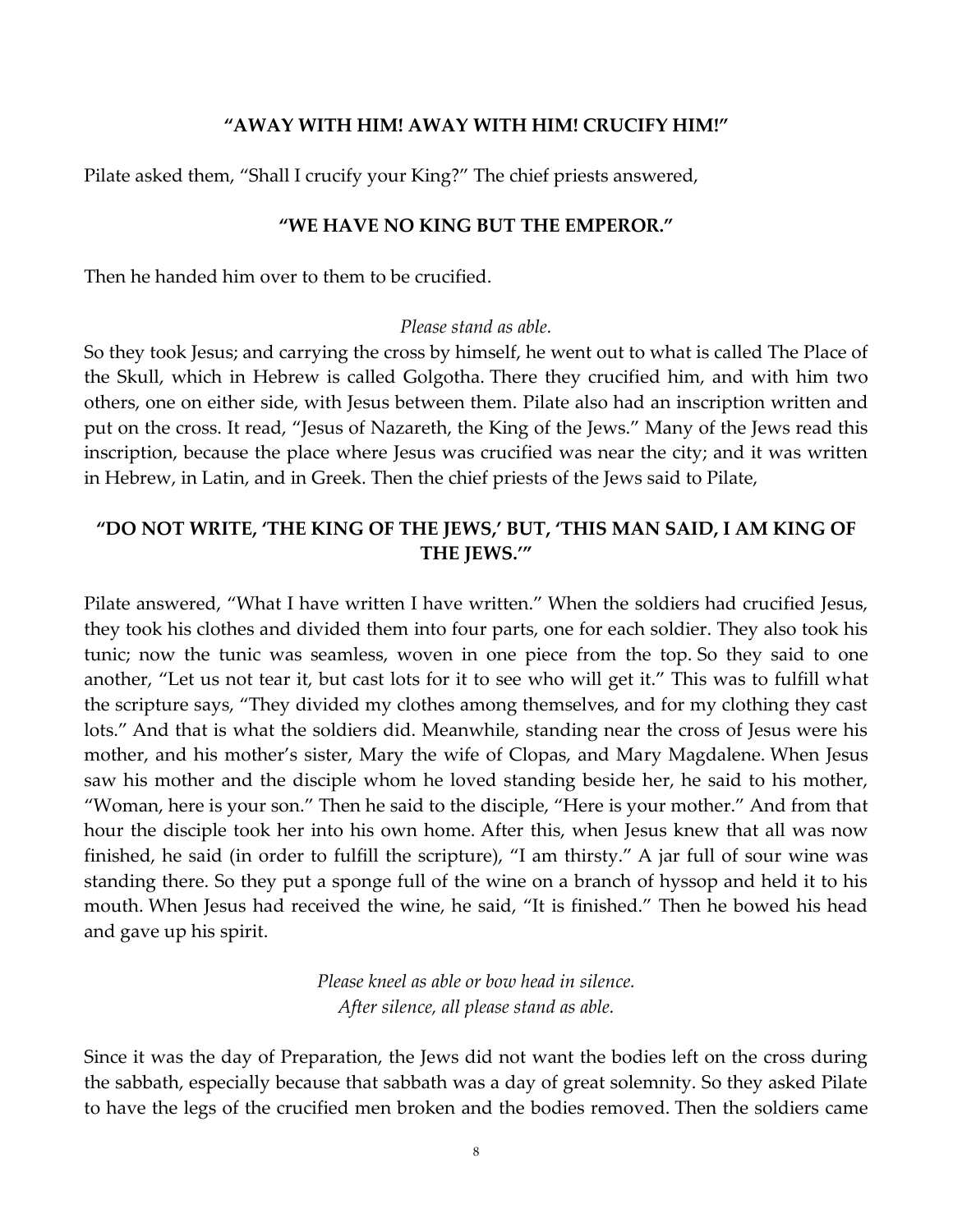**“AWAY WITH HIM! AWAY WITH HIM! CRUCIFY HIM!”**

Pilate asked them, “Shall I crucify your King?” The chief priests answered,

**“WE HAVE NO KING BUT THE EMPEROR.”**

Then he handed him over to them to be crucified.

*Please stand as able.*

So they took Jesus; and carrying the cross by himself, he went out to what is called The Place of the Skull, which in Hebrew is called Golgotha. There they crucified him, and with him two others, one on either side, with Jesus between them. Pilate also had an inscription written and put on the cross. It read, “Jesus of Nazareth, the King of the Jews.” Many of the Jews read this inscription, because the place where Jesus was crucified was near the city; and it was written in Hebrew, in Latin, and in Greek. Then the chief priests of the Jews said to Pilate,

**“DO NOT WRITE, ‘THE KING OF THE JEWS,’ BUT, ‘THIS MAN SAID, I AM KING OF THE JEWS.’”**

Pilate answered, “What I have written I have written.” When the soldiers had crucified Jesus, they took his clothes and divided them into four parts, one for each soldier. They also took his tunic; now the tunic was seamless, woven in one piece from the top. So they said to one another, “Let us not tear it, but cast lots for it to see who will get it.” This was to fulfill what the scripture says, “They divided my clothes among themselves, and for my clothing they cast lots.” And that is what the soldiers did. Meanwhile, standing near the cross of Jesus were his mother, and his mother’s sister, Mary the wife of Clopas, and Mary Magdalene. When Jesus saw his mother and the disciple whom he loved standing beside her, he said to his mother, “Woman, here is your son.” Then he said to the disciple, “Here is your mother.” And from that hour the disciple took her into his own home. After this, when Jesus knew that all was now finished, he said (in order to fulfill the scripture), “I am thirsty.” A jar full of sour wine was standing there. So they put a sponge full of the wine on a branch of hyssop and held it to his mouth. When Jesus had received the wine, he said, “It is finished.” Then he bowed his head and gave up his spirit.

*Please kneel as able or bow head in silence.*
*After silence, all please stand as able.*

Since it was the day of Preparation, the Jews did not want the bodies left on the cross during the sabbath, especially because that sabbath was a day of great solemnity. So they asked Pilate to have the legs of the crucified men broken and the bodies removed. Then the soldiers came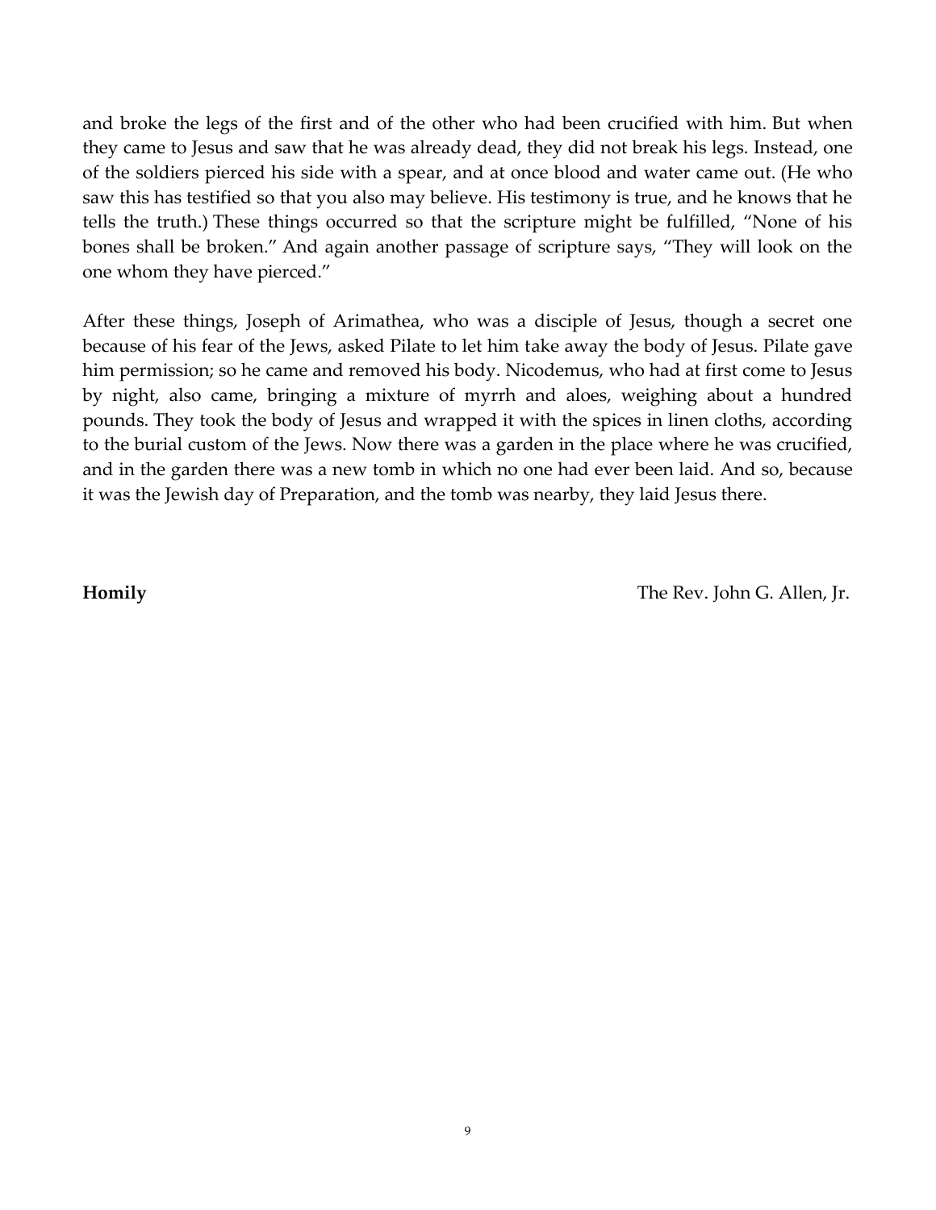and broke the legs of the first and of the other who had been crucified with him. But when they came to Jesus and saw that he was already dead, they did not break his legs. Instead, one of the soldiers pierced his side with a spear, and at once blood and water came out. (He who saw this has testified so that you also may believe. His testimony is true, and he knows that he tells the truth.) These things occurred so that the scripture might be fulfilled, "None of his bones shall be broken." And again another passage of scripture says, "They will look on the one whom they have pierced."

After these things, Joseph of Arimathea, who was a disciple of Jesus, though a secret one because of his fear of the Jews, asked Pilate to let him take away the body of Jesus. Pilate gave him permission; so he came and removed his body. Nicodemus, who had at first come to Jesus by night, also came, bringing a mixture of myrrh and aloes, weighing about a hundred pounds. They took the body of Jesus and wrapped it with the spices in linen cloths, according to the burial custom of the Jews. Now there was a garden in the place where he was crucified, and in the garden there was a new tomb in which no one had ever been laid. And so, because it was the Jewish day of Preparation, and the tomb was nearby, they laid Jesus there.

**Homily** The Rev. John G. Allen, Jr.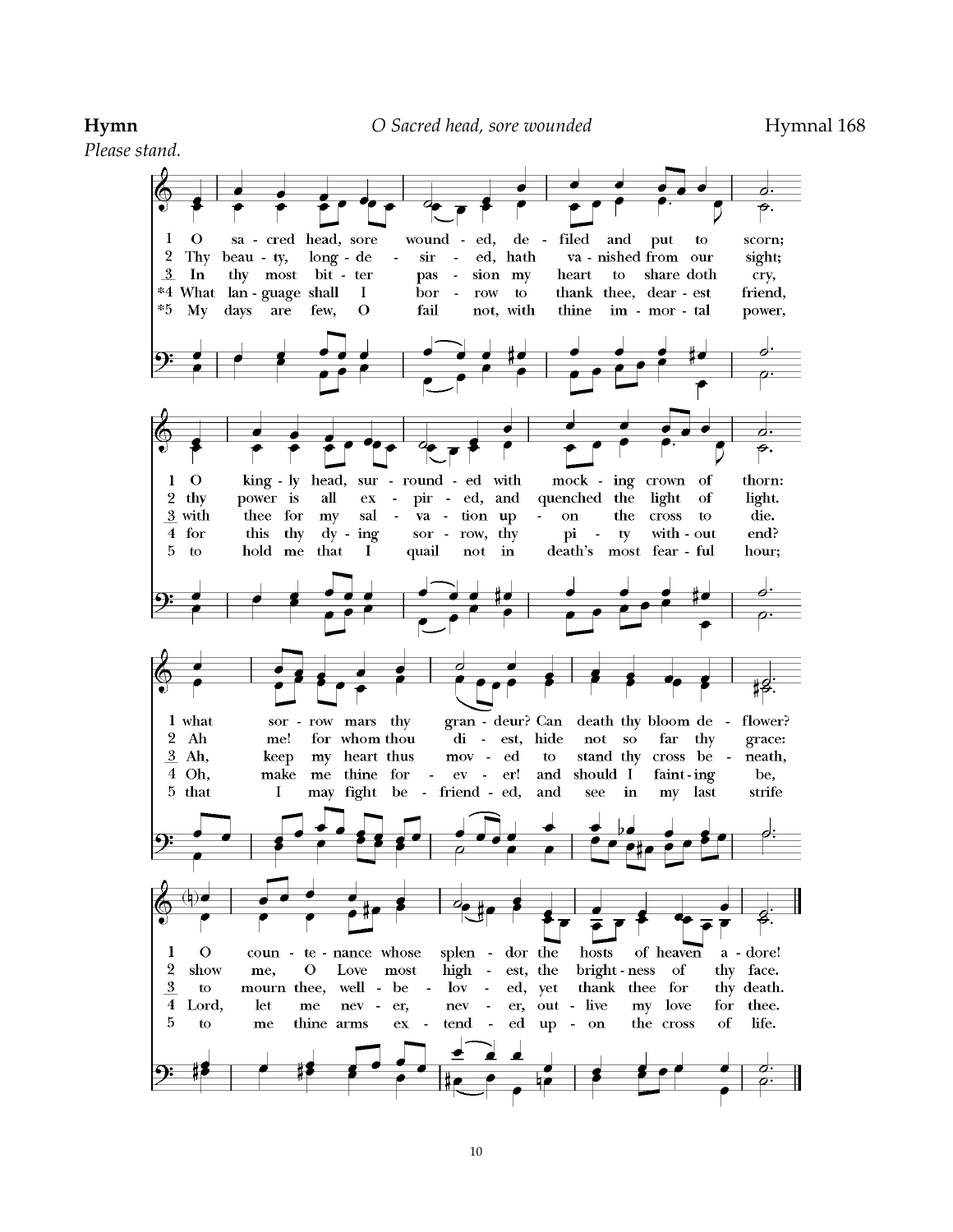**Hymn** *O Sacred head, sore wounded* Hymnal 168

*Please stand.*

1 O sacred head, sore wounded, defiled and put to scorn;
O kingly head, surrounded with mocking crown of thorn:
what sorrow mars thy grandeur? Can death thy bloom deflower?
O countenance whose splendor the hosts of heaven adore!

2 Thy beauty, long-desired, hath vanished from our sight;
thy power is all expired, and quenched the light of light.
Ah me! for whom thou diest, hide not so far thy grace:
show me, O Love most highest, the brightness of thy face.

3 In thy most bitter passion my heart to share doth cry,
with thee for my salvation upon the cross to die.
Ah, keep my heart thus moved to stand thy cross beneath,
to mourn thee, well-beloved, yet thank thee for thy death.

*4 What language shall I borrow to thank thee, dearest friend,
for this thy dying sorrow, thy pity without end?
Oh, make me thine for ever! and should I fainting be,
Lord, let me never, never, outlive my love for thee.

*5 My days are few, O fail not, with thine immortal power,
to hold me that I quail not in death's most fearful hour;
that I may fight befriended, and see in my last strife
to me thine arms extended upon the cross of life.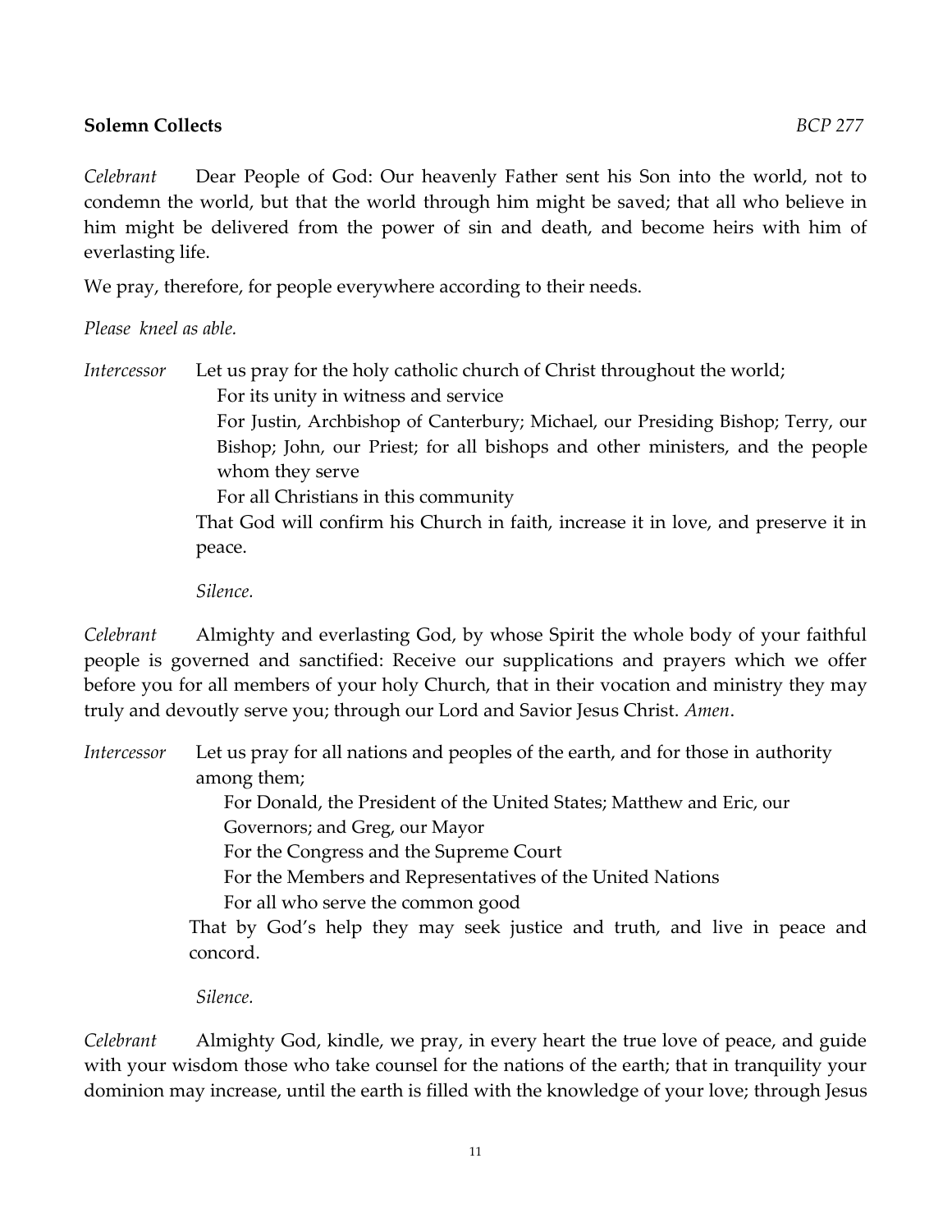**Solemn Collects** *BCP 277*

*Celebrant* Dear People of God: Our heavenly Father sent his Son into the world, not to condemn the world, but that the world through him might be saved; that all who believe in him might be delivered from the power of sin and death, and become heirs with him of everlasting life.

We pray, therefore, for people everywhere according to their needs.

*Please kneel as able.*

*Intercessor* Let us pray for the holy catholic church of Christ throughout the world;

For its unity in witness and service

For Justin, Archbishop of Canterbury; Michael, our Presiding Bishop; Terry, our Bishop; John, our Priest; for all bishops and other ministers, and the people whom they serve

For all Christians in this community

That God will confirm his Church in faith, increase it in love, and preserve it in peace.

*Silence.*

*Celebrant* Almighty and everlasting God, by whose Spirit the whole body of your faithful people is governed and sanctified: Receive our supplications and prayers which we offer before you for all members of your holy Church, that in their vocation and ministry they may truly and devoutly serve you; through our Lord and Savior Jesus Christ. *Amen*.

*Intercessor* Let us pray for all nations and peoples of the earth, and for those in authority among them;

For Donald, the President of the United States; Matthew and Eric, our Governors; and Greg, our Mayor

For the Congress and the Supreme Court

For the Members and Representatives of the United Nations

For all who serve the common good

That by God's help they may seek justice and truth, and live in peace and concord.

*Silence.*

*Celebrant* Almighty God, kindle, we pray, in every heart the true love of peace, and guide with your wisdom those who take counsel for the nations of the earth; that in tranquility your dominion may increase, until the earth is filled with the knowledge of your love; through Jesus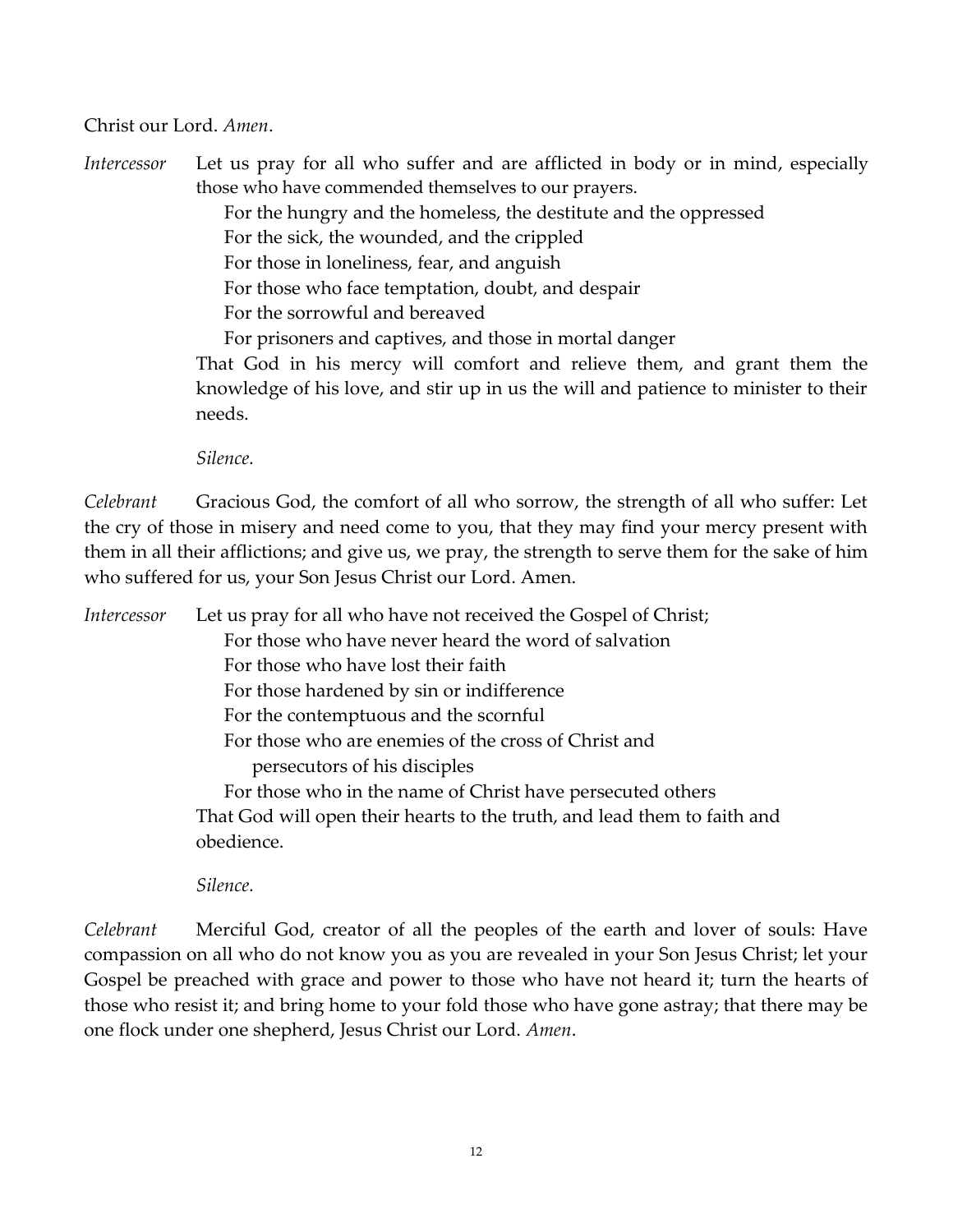Christ our Lord. *Amen*.

*Intercessor* Let us pray for all who suffer and are afflicted in body or in mind, especially those who have commended themselves to our prayers.

For the hungry and the homeless, the destitute and the oppressed
For the sick, the wounded, and the crippled
For those in loneliness, fear, and anguish
For those who face temptation, doubt, and despair
For the sorrowful and bereaved
For prisoners and captives, and those in mortal danger

That God in his mercy will comfort and relieve them, and grant them the knowledge of his love, and stir up in us the will and patience to minister to their needs.

*Silence.*

*Celebrant* Gracious God, the comfort of all who sorrow, the strength of all who suffer: Let the cry of those in misery and need come to you, that they may find your mercy present with them in all their afflictions; and give us, we pray, the strength to serve them for the sake of him who suffered for us, your Son Jesus Christ our Lord. Amen.

*Intercessor* Let us pray for all who have not received the Gospel of Christ;

For those who have never heard the word of salvation
For those who have lost their faith
For those hardened by sin or indifference
For the contemptuous and the scornful
For those who are enemies of the cross of Christ and persecutors of his disciples
For those who in the name of Christ have persecuted others

That God will open their hearts to the truth, and lead them to faith and obedience.

*Silence.*

*Celebrant* Merciful God, creator of all the peoples of the earth and lover of souls: Have compassion on all who do not know you as you are revealed in your Son Jesus Christ; let your Gospel be preached with grace and power to those who have not heard it; turn the hearts of those who resist it; and bring home to your fold those who have gone astray; that there may be one flock under one shepherd, Jesus Christ our Lord. *Amen*.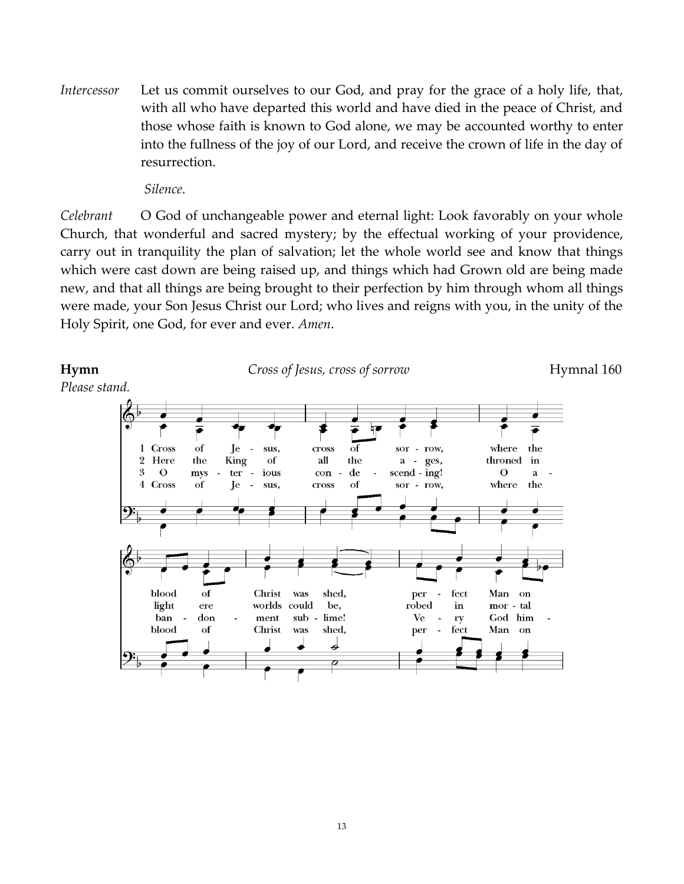*Intercessor* Let us commit ourselves to our God, and pray for the grace of a holy life, that, with all who have departed this world and have died in the peace of Christ, and those whose faith is known to God alone, we may be accounted worthy to enter into the fullness of the joy of our Lord, and receive the crown of life in the day of resurrection.

*Silence.*

*Celebrant* O God of unchangeable power and eternal light: Look favorably on your whole Church, that wonderful and sacred mystery; by the effectual working of your providence, carry out in tranquility the plan of salvation; let the whole world see and know that things which were cast down are being raised up, and things which had Grown old are being made new, and that all things are being brought to their perfection by him through whom all things were made, your Son Jesus Christ our Lord; who lives and reigns with you, in the unity of the Holy Spirit, one God, for ever and ever. *Amen*.

**Hymn** *Cross of Jesus, cross of sorrow* Hymnal 160

*Please stand.*

1 Cross of Je - sus, cross of sor - row, where the blood of Christ was shed, per - fect Man on
2 Here the King of all the a - ges, throned in light ere worlds could be, robed in mor - tal
3 O mys - ter - ious con - de - scend - ing! O a - ban - don - ment sub - lime! Ve - ry God him -
4 Cross of Je - sus, cross of sor - row, where the blood of Christ was shed, per - fect Man on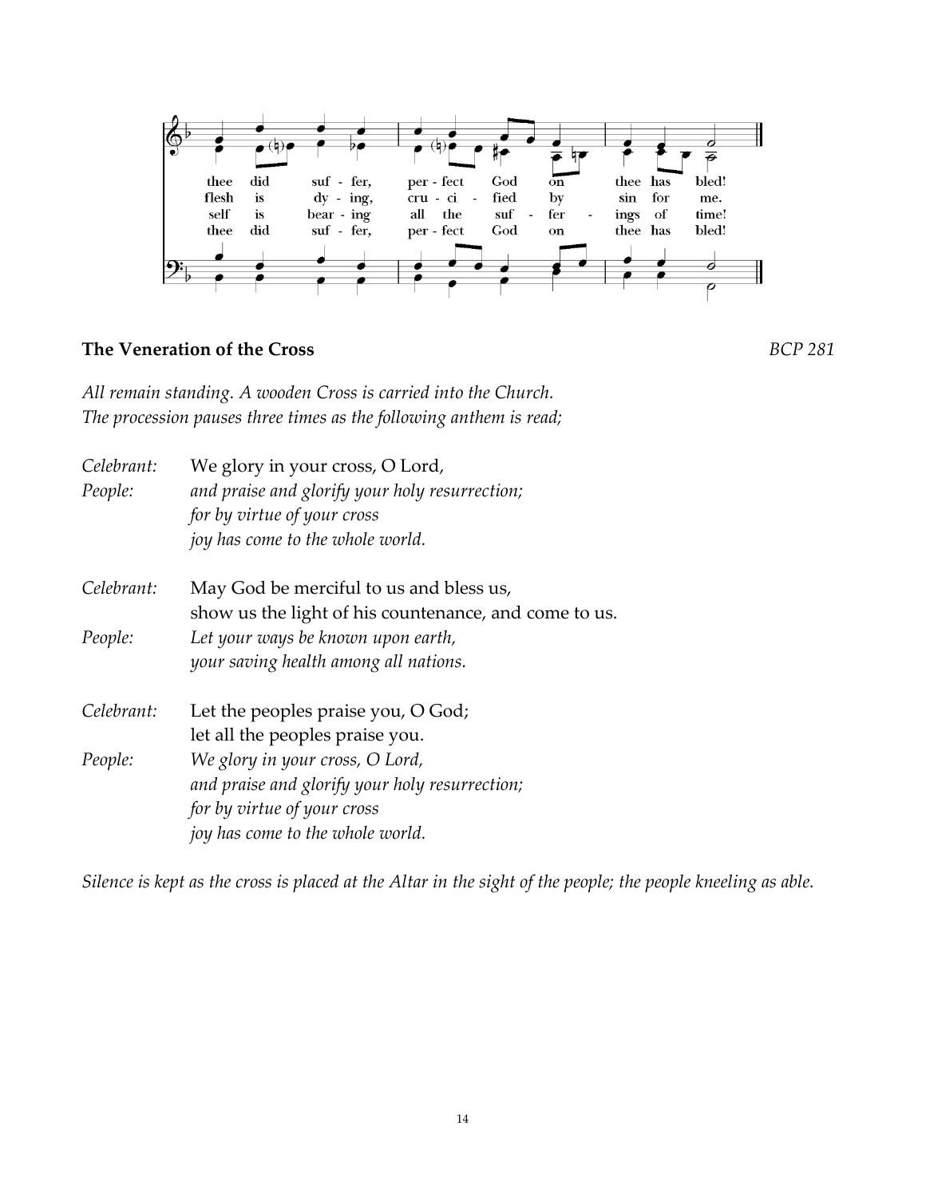thee did suf - fer, per - fect God on thee has bled!
flesh is dy - ing, cru - ci - fied by sin for me.
self is bear - ing all the suf - fer - ings of time!
thee did suf - fer, per - fect God on thee has bled!

**The Veneration of the Cross** *BCP 281*

*All remain standing. A wooden Cross is carried into the Church.*
*The procession pauses three times as the following anthem is read;*

*Celebrant:* We glory in your cross, O Lord,
*People:* *and praise and glorify your holy resurrection;*
*for by virtue of your cross*
*joy has come to the whole world.*

*Celebrant:* May God be merciful to us and bless us,
show us the light of his countenance, and come to us.
*People:* *Let your ways be known upon earth,*
*your saving health among all nations.*

*Celebrant:* Let the peoples praise you, O God;
let all the peoples praise you.
*People:* *We glory in your cross, O Lord,*
*and praise and glorify your holy resurrection;*
*for by virtue of your cross*
*joy has come to the whole world.*

*Silence is kept as the cross is placed at the Altar in the sight of the people; the people kneeling as able.*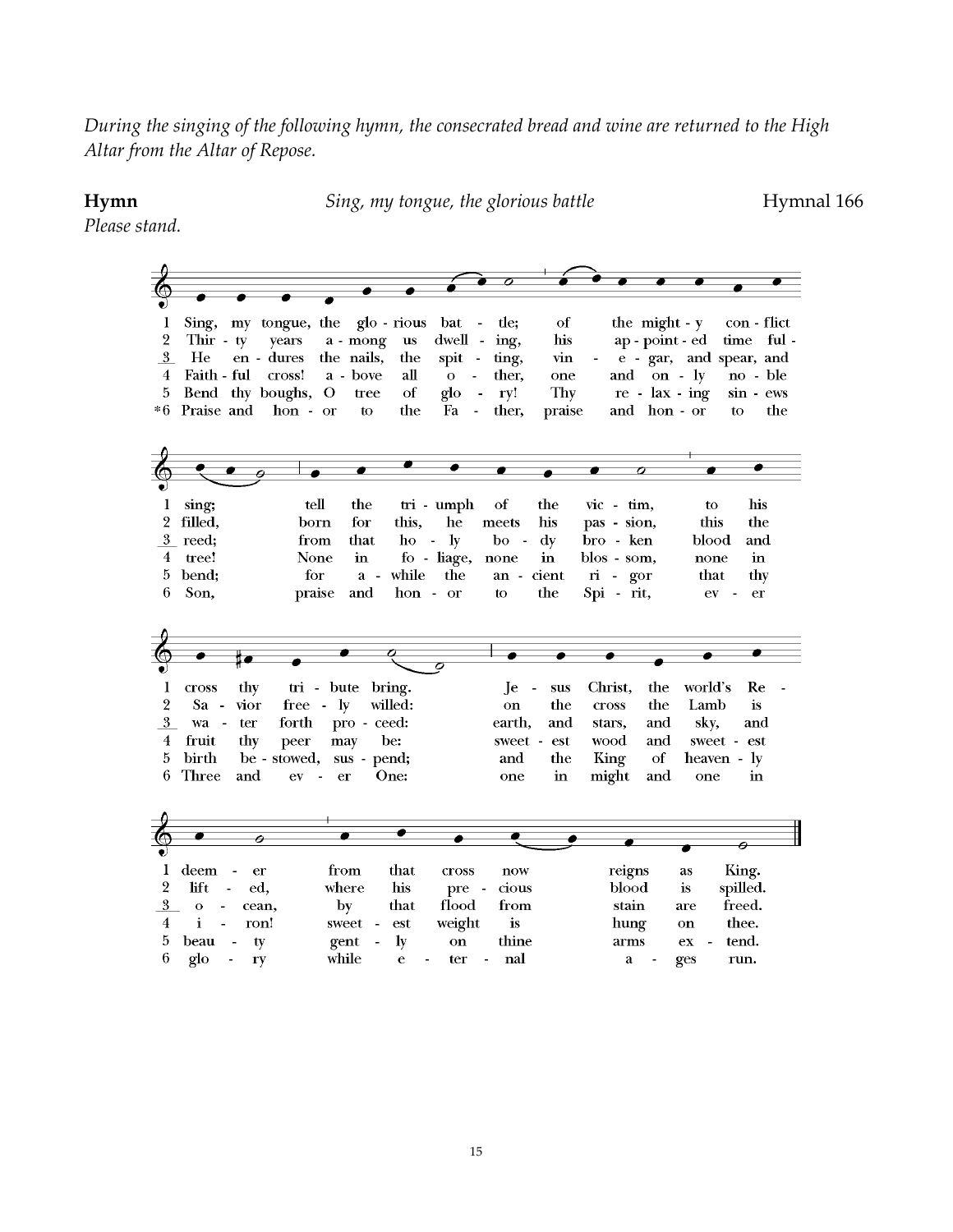*During the singing of the following hymn, the consecrated bread and wine are returned to the High Altar from the Altar of Repose.*

**Hymn** *Sing, my tongue, the glorious battle* Hymnal 166

*Please stand.*

1 Sing, my tongue, the glorious battle; of the mighty conflict sing; tell the triumph of the victim, to his cross thy tribute bring. Jesus Christ, the world's Redeemer from that cross now reigns as King.

2 Thirty years among us dwelling, his appointed time fulfilled, born for this, he meets his passion, this the Savior freely willed: on the cross the Lamb is lifted, where his precious blood is spilled.

3 He endures the nails, the spitting, vinegar, and spear, and reed; from that holy body broken blood and water forth proceed: earth, and stars, and sky, and ocean, by that flood from stain are freed.

4 Faithful cross! above all other, one and only noble tree! None in foliage, none in blossom, none in fruit thy peer may be: sweetest wood and sweetest iron! sweetest weight is hung on thee.

5 Bend thy boughs, O tree of glory! Thy relaxing sinews bend; for awhile the ancient rigor that thy birth bestowed, suspend; and the King of heavenly beauty gently on thine arms extend.

*6 Praise and honor to the Father, praise and honor to the Son, praise and honor to the Spirit, ever Three and ever One: one in might and one in glory while eternal ages run.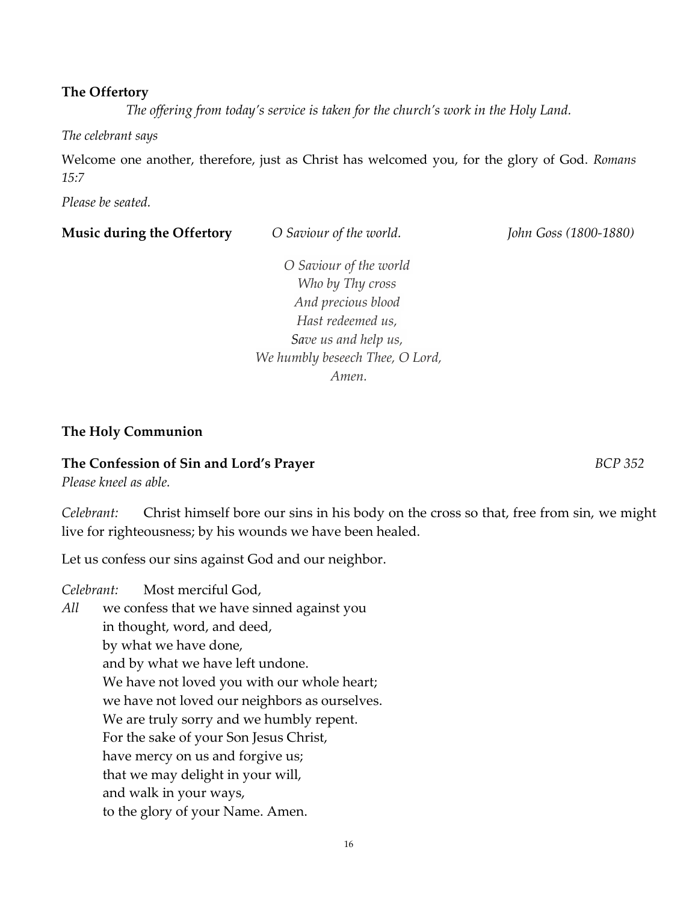**The Offertory**

*The offering from today's service is taken for the church's work in the Holy Land.*

*The celebrant says*

Welcome one another, therefore, just as Christ has welcomed you, for the glory of God. *Romans 15:7*

*Please be seated.*

**Music during the Offertory** *O Saviour of the world.* *John Goss (1800-1880)*

*O Saviour of the world*
*Who by Thy cross*
*And precious blood*
*Hast redeemed us,*
*Save us and help us,*
*We humbly beseech Thee, O Lord,*
*Amen.*

**The Holy Communion**

**The Confession of Sin and Lord's Prayer** *BCP 352*

*Please kneel as able.*

*Celebrant:* Christ himself bore our sins in his body on the cross so that, free from sin, we might live for righteousness; by his wounds we have been healed.

Let us confess our sins against God and our neighbor.

*Celebrant:* Most merciful God,
*All* we confess that we have sinned against you
in thought, word, and deed,
by what we have done,
and by what we have left undone.
We have not loved you with our whole heart;
we have not loved our neighbors as ourselves.
We are truly sorry and we humbly repent.
For the sake of your Son Jesus Christ,
have mercy on us and forgive us;
that we may delight in your will,
and walk in your ways,
to the glory of your Name. Amen.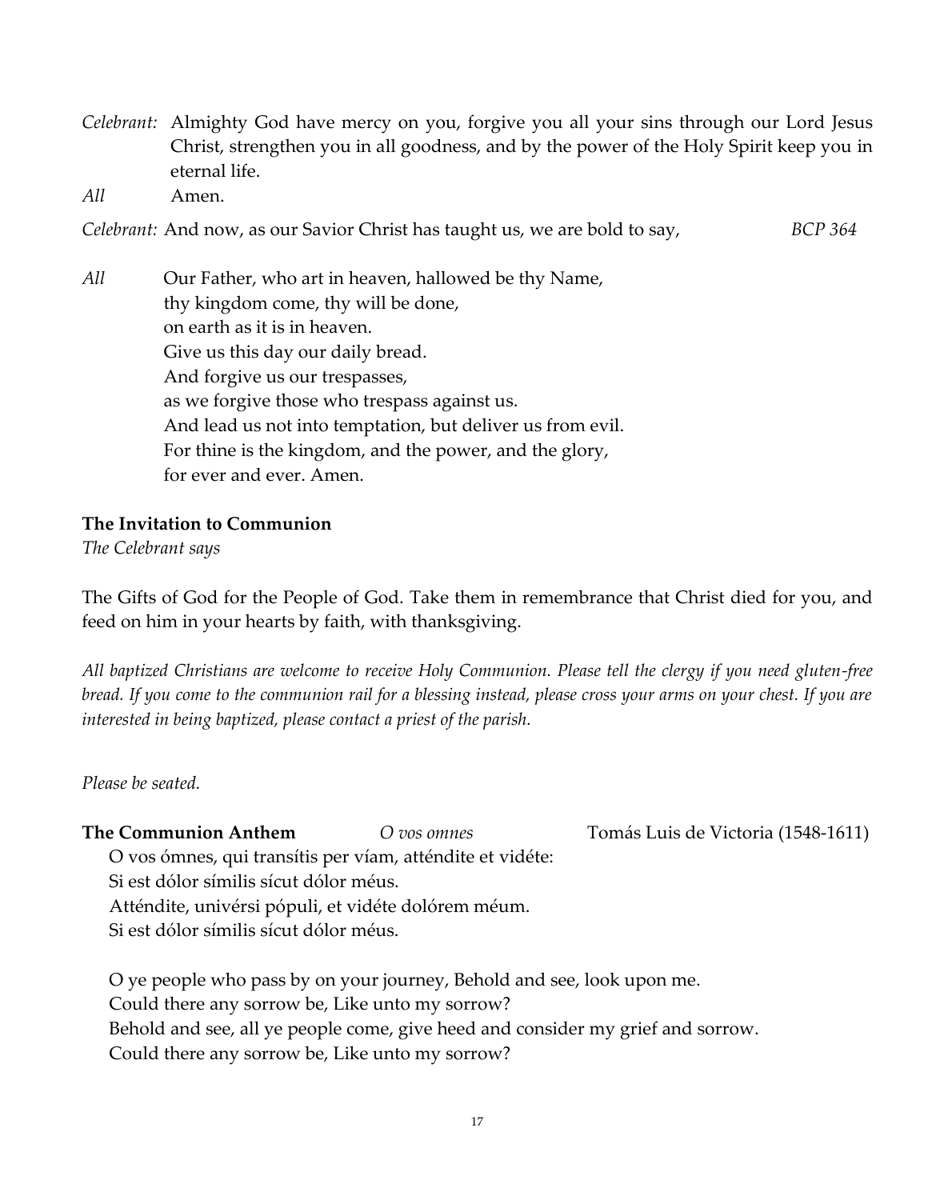*Celebrant:* Almighty God have mercy on you, forgive you all your sins through our Lord Jesus Christ, strengthen you in all goodness, and by the power of the Holy Spirit keep you in eternal life.

*All* Amen.

*Celebrant:* And now, as our Savior Christ has taught us, we are bold to say, *BCP 364*

*All* Our Father, who art in heaven, hallowed be thy Name,
thy kingdom come, thy will be done,
on earth as it is in heaven.
Give us this day our daily bread.
And forgive us our trespasses,
as we forgive those who trespass against us.
And lead us not into temptation, but deliver us from evil.
For thine is the kingdom, and the power, and the glory,
for ever and ever. Amen.

**The Invitation to Communion**

*The Celebrant says*

The Gifts of God for the People of God. Take them in remembrance that Christ died for you, and feed on him in your hearts by faith, with thanksgiving.

*All baptized Christians are welcome to receive Holy Communion. Please tell the clergy if you need gluten-free bread. If you come to the communion rail for a blessing instead, please cross your arms on your chest. If you are interested in being baptized, please contact a priest of the parish.*

*Please be seated.*

**The Communion Anthem** *O vos omnes* Tomás Luis de Victoria (1548-1611)

O vos ómnes, qui transítis per víam, atténdite et vidéte:
Si est dólor símilis sícut dólor méus.
Atténdite, univérsi pópuli, et vidéte dolórem méum.
Si est dólor símilis sícut dólor méus.

O ye people who pass by on your journey, Behold and see, look upon me.
Could there any sorrow be, Like unto my sorrow?
Behold and see, all ye people come, give heed and consider my grief and sorrow.
Could there any sorrow be, Like unto my sorrow?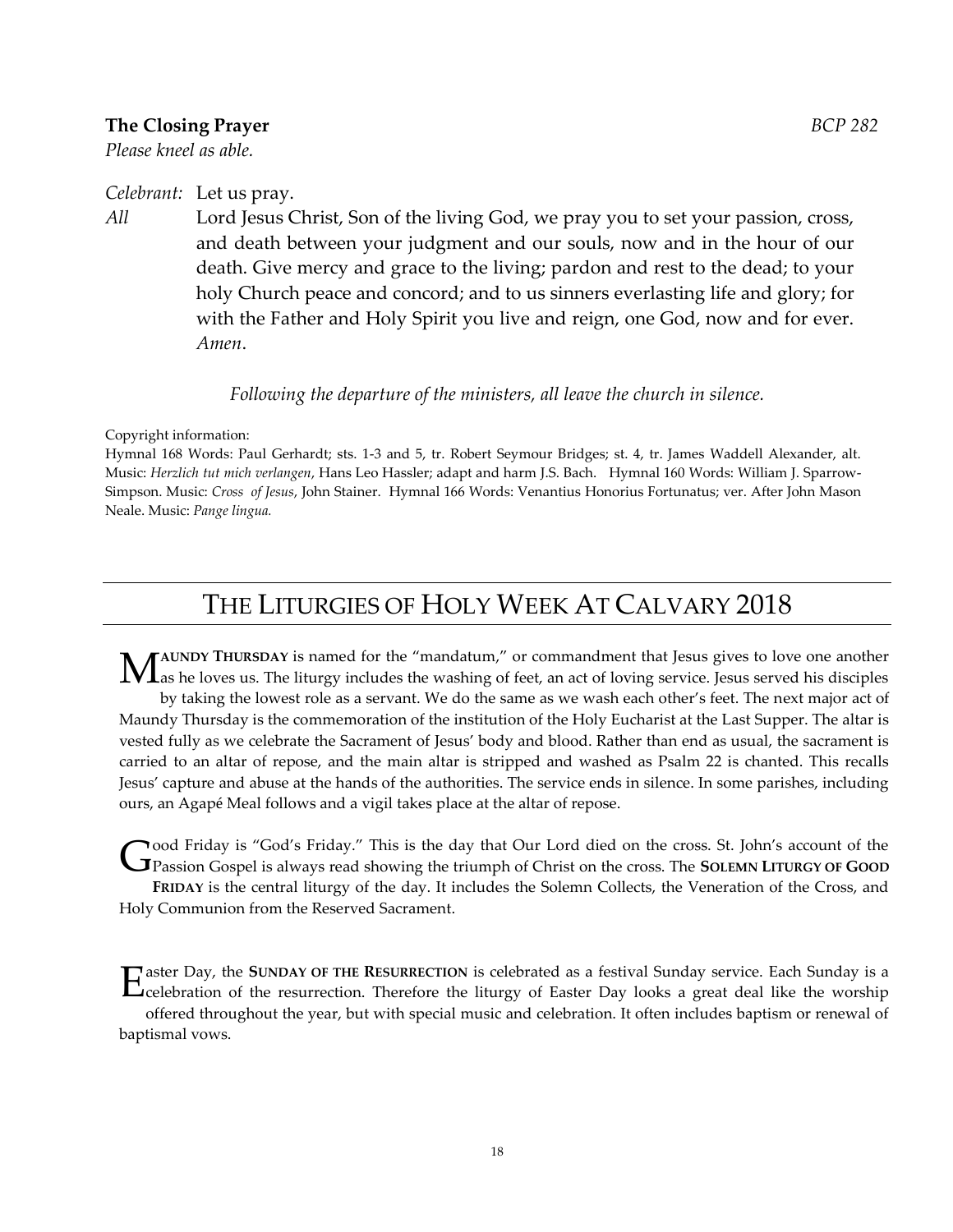**The Closing Prayer** *BCP 282*

*Please kneel as able.*

*Celebrant:* Let us pray.

*All* Lord Jesus Christ, Son of the living God, we pray you to set your passion, cross, and death between your judgment and our souls, now and in the hour of our death. Give mercy and grace to the living; pardon and rest to the dead; to your holy Church peace and concord; and to us sinners everlasting life and glory; for with the Father and Holy Spirit you live and reign, one God, now and for ever. *Amen*.

*Following the departure of the ministers, all leave the church in silence.*

Copyright information:
Hymnal 168 Words: Paul Gerhardt; sts. 1-3 and 5, tr. Robert Seymour Bridges; st. 4, tr. James Waddell Alexander, alt. Music: *Herzlich tut mich verlangen*, Hans Leo Hassler; adapt and harm J.S. Bach. Hymnal 160 Words: William J. Sparrow-Simpson. Music: *Cross of Jesus*, John Stainer. Hymnal 166 Words: Venantius Honorius Fortunatus; ver. After John Mason Neale. Music: *Pange lingua.*

# The Liturgies of Holy Week At Calvary 2018

**Maundy Thursday** is named for the "mandatum," or commandment that Jesus gives to love one another as he loves us. The liturgy includes the washing of feet, an act of loving service. Jesus served his disciples by taking the lowest role as a servant. We do the same as we wash each other's feet. The next major act of Maundy Thursday is the commemoration of the institution of the Holy Eucharist at the Last Supper. The altar is vested fully as we celebrate the Sacrament of Jesus' body and blood. Rather than end as usual, the sacrament is carried to an altar of repose, and the main altar is stripped and washed as Psalm 22 is chanted. This recalls Jesus' capture and abuse at the hands of the authorities. The service ends in silence. In some parishes, including ours, an Agapé Meal follows and a vigil takes place at the altar of repose.

Good Friday is "God's Friday." This is the day that Our Lord died on the cross. St. John's account of the Passion Gospel is always read showing the triumph of Christ on the cross. The **Solemn Liturgy of Good Friday** is the central liturgy of the day. It includes the Solemn Collects, the Veneration of the Cross, and Holy Communion from the Reserved Sacrament.

Easter Day, the **Sunday of the Resurrection** is celebrated as a festival Sunday service. Each Sunday is a celebration of the resurrection. Therefore the liturgy of Easter Day looks a great deal like the worship offered throughout the year, but with special music and celebration. It often includes baptism or renewal of baptismal vows.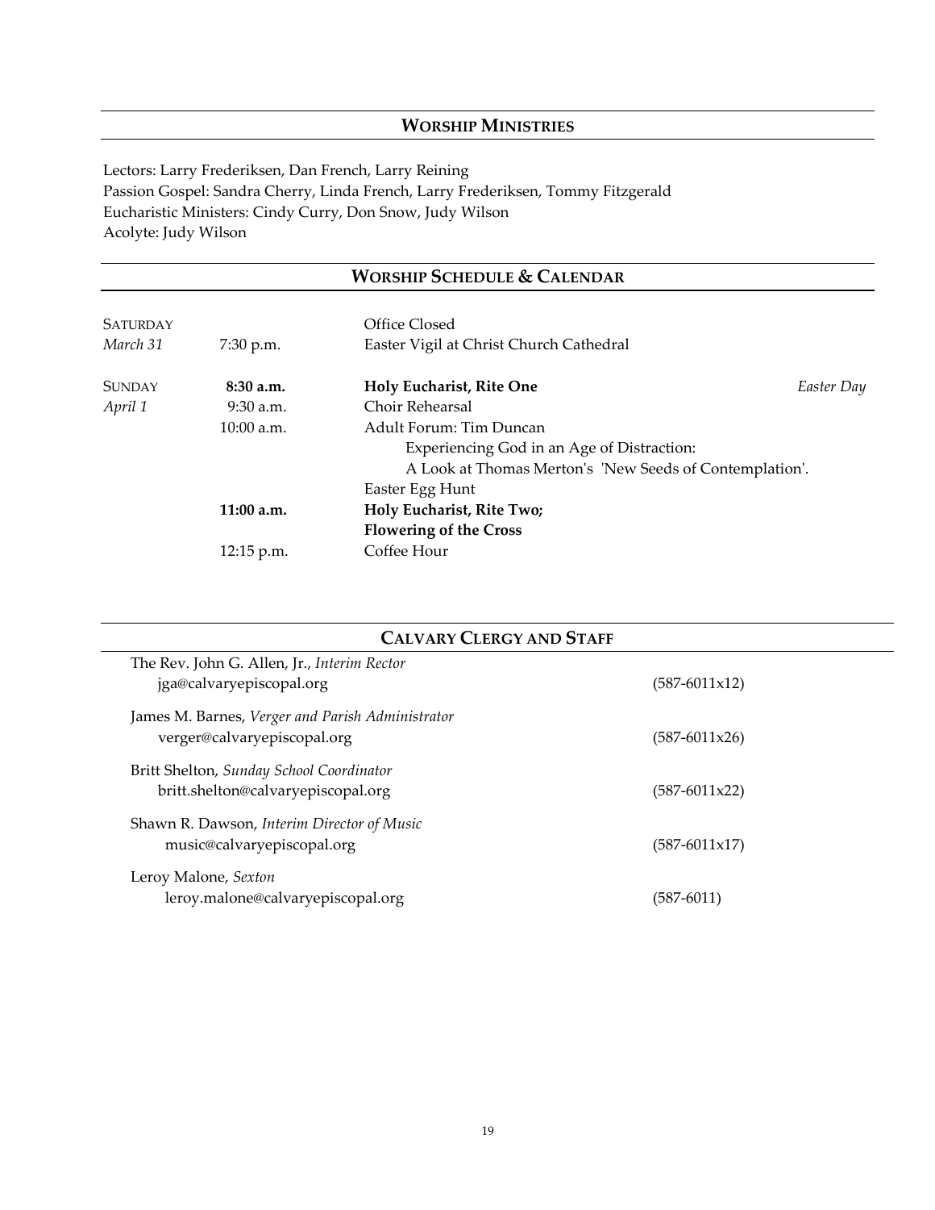## WORSHIP MINISTRIES

Lectors: Larry Frederiksen, Dan French, Larry Reining
Passion Gospel: Sandra Cherry, Linda French, Larry Frederiksen, Tommy Fitzgerald
Eucharistic Ministers: Cindy Curry, Don Snow, Judy Wilson
Acolyte: Judy Wilson

## WORSHIP SCHEDULE & CALENDAR

| | | | |
|---|---|---|---|
| SATURDAY | | Office Closed | |
| *March 31* | 7:30 p.m. | Easter Vigil at Christ Church Cathedral | |
| SUNDAY | **8:30 a.m.** | **Holy Eucharist, Rite One** | *Easter Day* |
| *April 1* | 9:30 a.m. | Choir Rehearsal | |
| | 10:00 a.m. | Adult Forum: Tim Duncan<br>Experiencing God in an Age of Distraction:<br>A Look at Thomas Merton's 'New Seeds of Contemplation'. | |
| | | Easter Egg Hunt | |
| | **11:00 a.m.** | **Holy Eucharist, Rite Two;**<br>**Flowering of the Cross** | |
| | 12:15 p.m. | Coffee Hour | |

## CALVARY CLERGY AND STAFF

The Rev. John G. Allen, Jr., *Interim Rector*
jga@calvaryepiscopal.org (587-6011x12)

James M. Barnes, *Verger and Parish Administrator*
verger@calvaryepiscopal.org (587-6011x26)

Britt Shelton, *Sunday School Coordinator*
britt.shelton@calvaryepiscopal.org (587-6011x22)

Shawn R. Dawson, *Interim Director of Music*
music@calvaryepiscopal.org (587-6011x17)

Leroy Malone, *Sexton*
leroy.malone@calvaryepiscopal.org (587-6011)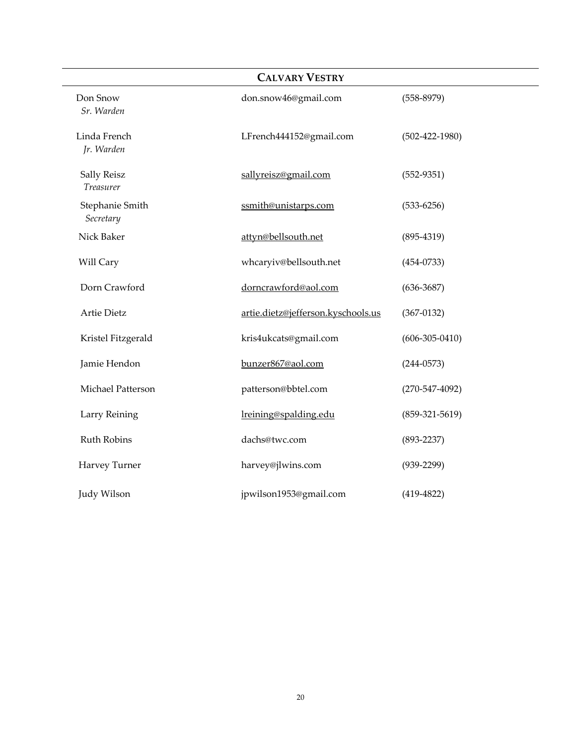## CALVARY VESTRY

| | | |
|---|---|---|
| Don Snow<br>*Sr. Warden* | don.snow46@gmail.com | (558-8979) |
| Linda French<br>*Jr. Warden* | LFrench444152@gmail.com | (502-422-1980) |
| Sally Reisz<br>*Treasurer* | sallyreisz@gmail.com | (552-9351) |
| Stephanie Smith<br>*Secretary* | ssmith@unistarps.com | (533-6256) |
| Nick Baker | attyn@bellsouth.net | (895-4319) |
| Will Cary | whcaryiv@bellsouth.net | (454-0733) |
| Dorn Crawford | dorncrawford@aol.com | (636-3687) |
| Artie Dietz | artie.dietz@jefferson.kyschools.us | (367-0132) |
| Kristel Fitzgerald | kris4ukcats@gmail.com | (606-305-0410) |
| Jamie Hendon | bunzer867@aol.com | (244-0573) |
| Michael Patterson | patterson@bbtel.com | (270-547-4092) |
| Larry Reining | lreining@spalding.edu | (859-321-5619) |
| Ruth Robins | dachs@twc.com | (893-2237) |
| Harvey Turner | harvey@jlwins.com | (939-2299) |
| Judy Wilson | jpwilson1953@gmail.com | (419-4822) |